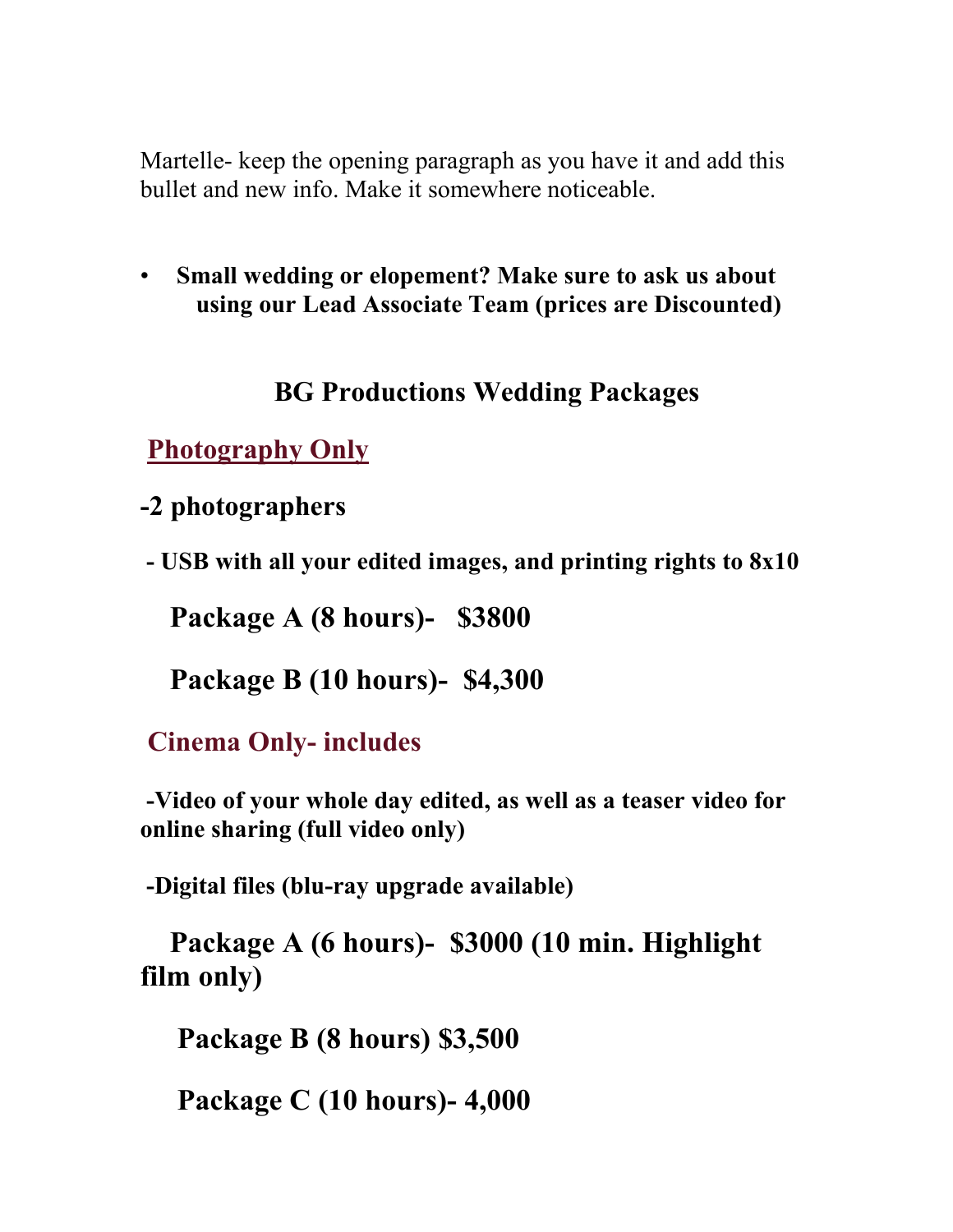Martelle- keep the opening paragraph as you have it and add this bullet and new info. Make it somewhere noticeable.

- **Small wedding or elopement? Make sure to ask us about using our Lead Associate Team (prices are Discounted)**

## BG Productions Wedding Packages

### Photography Only

**-2 photographers**

**- USB with all your edited images, and printing rights to 8x10**

**Package A (8 hours)- $3800**

**Package B (10 hours)- $4,300**

### Cinema Only- includes

**-Video of your whole day edited, as well as a teaser video for online sharing (full video only)**

**-Digital files (blu-ray upgrade available)**

**Package A (6 hours)- $3000 (10 min. Highlight film only)**

**Package B (8 hours) $3,500**

**Package C (10 hours)- 4,000**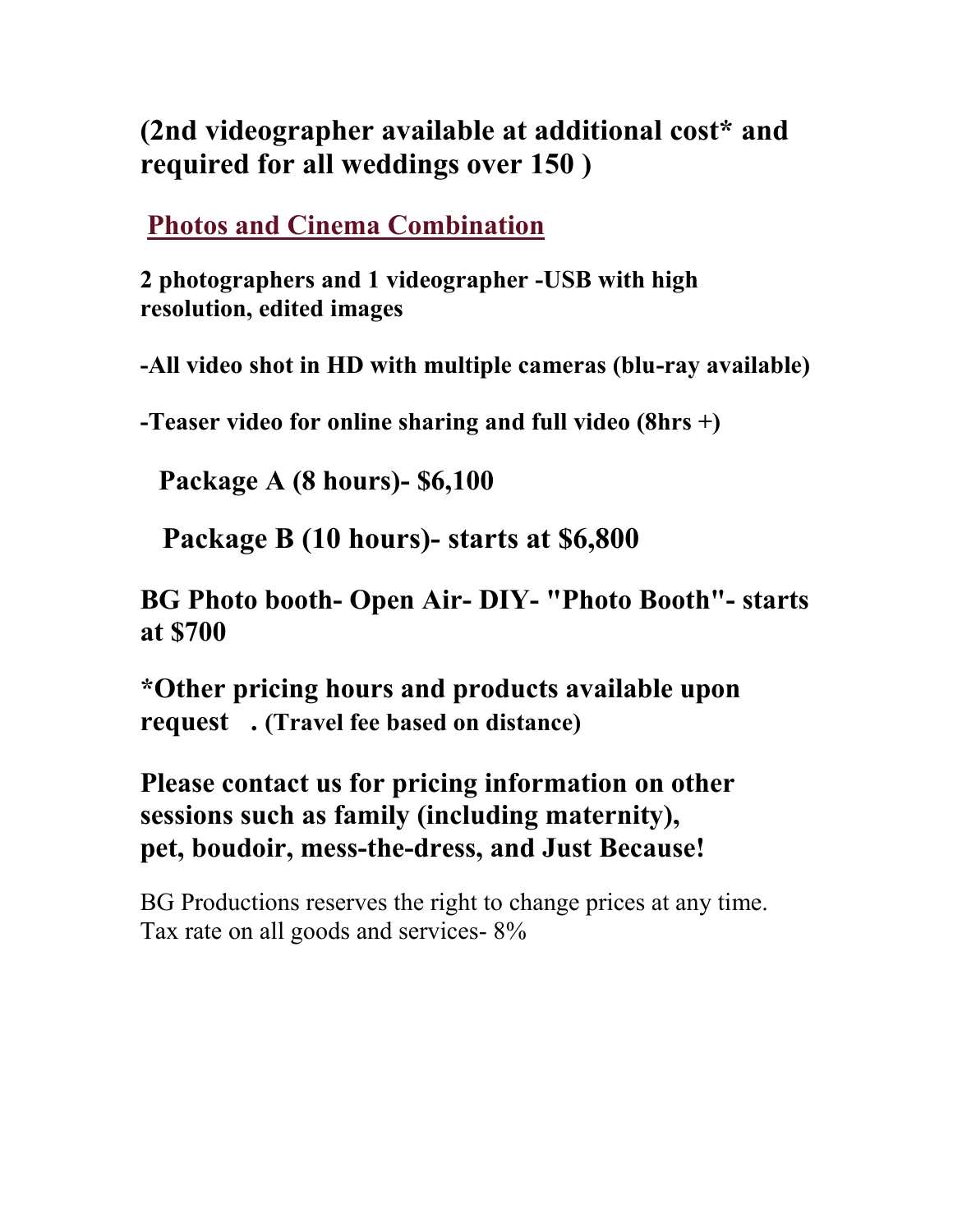**(2nd videographer available at additional cost* and required for all weddings over 150 )**

## Photos and Cinema Combination

**2 photographers and 1 videographer -USB with high resolution, edited images**

**-All video shot in HD with multiple cameras (blu-ray available)**

**-Teaser video for online sharing and full video (8hrs +)**

**Package A (8 hours)- $6,100**

**Package B (10 hours)- starts at $6,800**

**BG Photo booth- Open Air- DIY- "Photo Booth"- starts at $700**

***Other pricing hours and products available upon request . (Travel fee based on distance)**

**Please contact us for pricing information on other sessions such as family (including maternity), pet, boudoir, mess-the-dress, and Just Because!**

BG Productions reserves the right to change prices at any time.
Tax rate on all goods and services- 8%